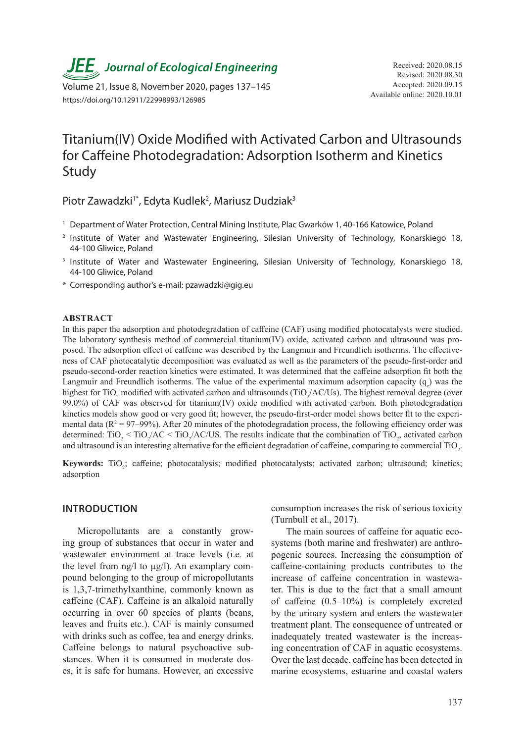Journal of Ecological Engineering

Received: 2020.08.15
Revised: 2020.08.30
Accepted: 2020.09.15
Available online: 2020.10.01

https://doi.org/10.12911/22998993/126985

# Titanium(IV) Oxide Modified with Activated Carbon and Ultrasounds for Caffeine Photodegradation: Adsorption Isotherm and Kinetics Study

Piotr Zawadzki[1*], Edyta Kudlek[2], Mariusz Dudziak[3]

[1] Department of Water Protection, Central Mining Institute, Plac Gwarków 1, 40-166 Katowice, Poland

[2] Institute of Water and Wastewater Engineering, Silesian University of Technology, Konarskiego 18, 44-100 Gliwice, Poland

[3] Institute of Water and Wastewater Engineering, Silesian University of Technology, Konarskiego 18, 44-100 Gliwice, Poland

* Corresponding author's e-mail: pzawadzki@gig.eu

## ABSTRACT

In this paper the adsorption and photodegradation of caffeine (CAF) using modified photocatalysts were studied. The laboratory synthesis method of commercial titanium(IV) oxide, activated carbon and ultrasound was proposed. The adsorption effect of caffeine was described by the Langmuir and Freundlich isotherms. The effectiveness of CAF photocatalytic decomposition was evaluated as well as the parameters of the pseudo-first-order and pseudo-second-order reaction kinetics were estimated. It was determined that the caffeine adsorption fit both the Langmuir and Freundlich isotherms. The value of the experimental maximum adsorption capacity ($q_e$) was the highest for $TiO_2$ modified with activated carbon and ultrasounds ($TiO_2$/AC/Us). The highest removal degree (over 99.0%) of CAF was observed for titanium(IV) oxide modified with activated carbon. Both photodegradation kinetics models show good or very good fit; however, the pseudo-first-order model shows better fit to the experimental data ($R^2$ = 97–99%). After 20 minutes of the photodegradation process, the following efficiency order was determined: $TiO_2$ < $TiO_2$/AC < $TiO_2$/AC/US. The results indicate that the combination of $TiO_2$, activated carbon and ultrasound is an interesting alternative for the efficient degradation of caffeine, comparing to commercial $TiO_2$.

**Keywords:** $TiO_2$; caffeine; photocatalysis; modified photocatalysts; activated carbon; ultrasound; kinetics; adsorption

## INTRODUCTION

Micropollutants are a constantly growing group of substances that occur in water and wastewater environment at trace levels (i.e. at the level from ng/l to μg/l). An examplary compound belonging to the group of micropollutants is 1,3,7-trimethylxanthine, commonly known as caffeine (CAF). Caffeine is an alkaloid naturally occurring in over 60 species of plants (beans, leaves and fruits etc.). CAF is mainly consumed with drinks such as coffee, tea and energy drinks. Caffeine belongs to natural psychoactive substances. When it is consumed in moderate doses, it is safe for humans. However, an excessive consumption increases the risk of serious toxicity (Turnbull et al., 2017).

The main sources of caffeine for aquatic ecosystems (both marine and freshwater) are anthropogenic sources. Increasing the consumption of caffeine-containing products contributes to the increase of caffeine concentration in wastewater. This is due to the fact that a small amount of caffeine (0.5–10%) is completely excreted by the urinary system and enters the wastewater treatment plant. The consequence of untreated or inadequately treated wastewater is the increasing concentration of CAF in aquatic ecosystems. Over the last decade, caffeine has been detected in marine ecosystems, estuarine and coastal waters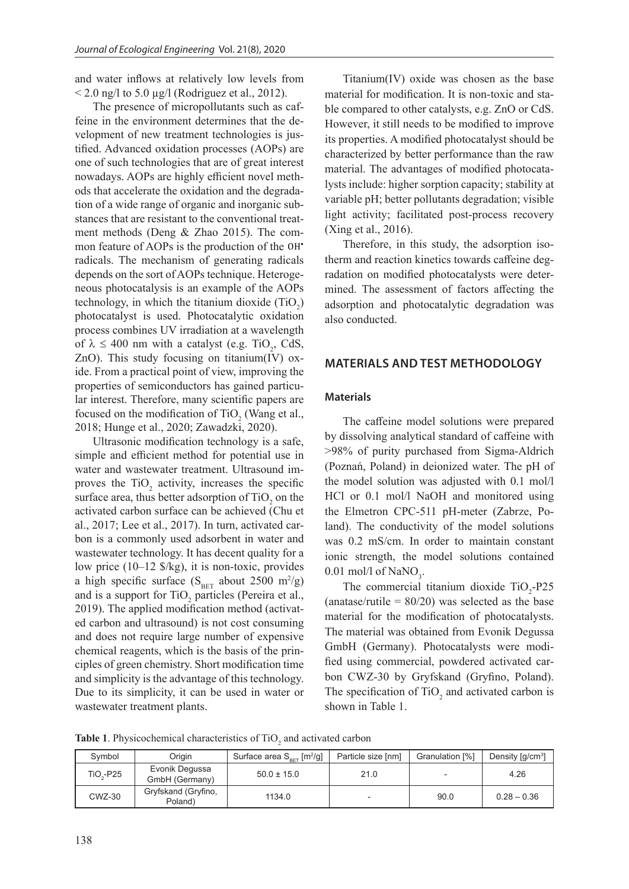and water inflows at relatively low levels from < 2.0 ng/l to 5.0 µg/l (Rodriguez et al., 2012).

The presence of micropollutants such as caffeine in the environment determines that the development of new treatment technologies is justified. Advanced oxidation processes (AOPs) are one of such technologies that are of great interest nowadays. AOPs are highly efficient novel methods that accelerate the oxidation and the degradation of a wide range of organic and inorganic substances that are resistant to the conventional treatment methods (Deng & Zhao 2015). The common feature of AOPs is the production of the $OH^{\bullet}$ radicals. The mechanism of generating radicals depends on the sort of AOPs technique. Heterogeneous photocatalysis is an example of the AOPs technology, in which the titanium dioxide ($TiO_2$) photocatalyst is used. Photocatalytic oxidation process combines UV irradiation at a wavelength of $\lambda \leq 400$ nm with a catalyst (e.g. $TiO_2$, CdS, ZnO). This study focusing on titanium(IV) oxide. From a practical point of view, improving the properties of semiconductors has gained particular interest. Therefore, many scientific papers are focused on the modification of $TiO_2$ (Wang et al., 2018; Hunge et al., 2020; Zawadzki, 2020).

Ultrasonic modification technology is a safe, simple and efficient method for potential use in water and wastewater treatment. Ultrasound improves the $TiO_2$ activity, increases the specific surface area, thus better adsorption of $TiO_2$ on the activated carbon surface can be achieved (Chu et al., 2017; Lee et al., 2017). In turn, activated carbon is a commonly used adsorbent in water and wastewater technology. It has decent quality for a low price (10–12 \$/kg), it is non-toxic, provides a high specific surface ($S_{BET}$ about 2500 $m^2/g$) and is a support for $TiO_2$ particles (Pereira et al., 2019). The applied modification method (activated carbon and ultrasound) is not cost consuming and does not require large number of expensive chemical reagents, which is the basis of the principles of green chemistry. Short modification time and simplicity is the advantage of this technology. Due to its simplicity, it can be used in water or wastewater treatment plants.

Titanium(IV) oxide was chosen as the base material for modification. It is non-toxic and stable compared to other catalysts, e.g. ZnO or CdS. However, it still needs to be modified to improve its properties. A modified photocatalyst should be characterized by better performance than the raw material. The advantages of modified photocatalysts include: higher sorption capacity; stability at variable pH; better pollutants degradation; visible light activity; facilitated post-process recovery (Xing et al., 2016).

Therefore, in this study, the adsorption isotherm and reaction kinetics towards caffeine degradation on modified photocatalysts were determined. The assessment of factors affecting the adsorption and photocatalytic degradation was also conducted.

## MATERIALS AND TEST METHODOLOGY

### Materials

The caffeine model solutions were prepared by dissolving analytical standard of caffeine with >98% of purity purchased from Sigma-Aldrich (Poznań, Poland) in deionized water. The pH of the model solution was adjusted with 0.1 mol/l HCl or 0.1 mol/l NaOH and monitored using the Elmetron CPC-511 pH-meter (Zabrze, Poland). The conductivity of the model solutions was 0.2 mS/cm. In order to maintain constant ionic strength, the model solutions contained 0.01 mol/l of $NaNO_3$.

The commercial titanium dioxide $TiO_2$-P25 (anatase/rutile = 80/20) was selected as the base material for the modification of photocatalysts. The material was obtained from Evonik Degussa GmbH (Germany). Photocatalysts were modified using commercial, powdered activated carbon CWZ-30 by Gryfskand (Gryfino, Poland). The specification of $TiO_2$ and activated carbon is shown in Table 1.

**Table 1**. Physicochemical characteristics of $TiO_2$ and activated carbon

| Symbol | Origin | Surface area $S_{BET}$ [$m^2/g$] | Particle size [nm] | Granulation [%] | Density [$g/cm^3$] |
|---|---|---|---|---|---|
| $TiO_2$-P25 | Evonik Degussa GmbH (Germany) | 50.0 ± 15.0 | 21.0 | - | 4.26 |
| CWZ-30 | Gryfskand (Gryfino, Poland) | 1134.0 | - | 90.0 | 0.28 – 0.36 |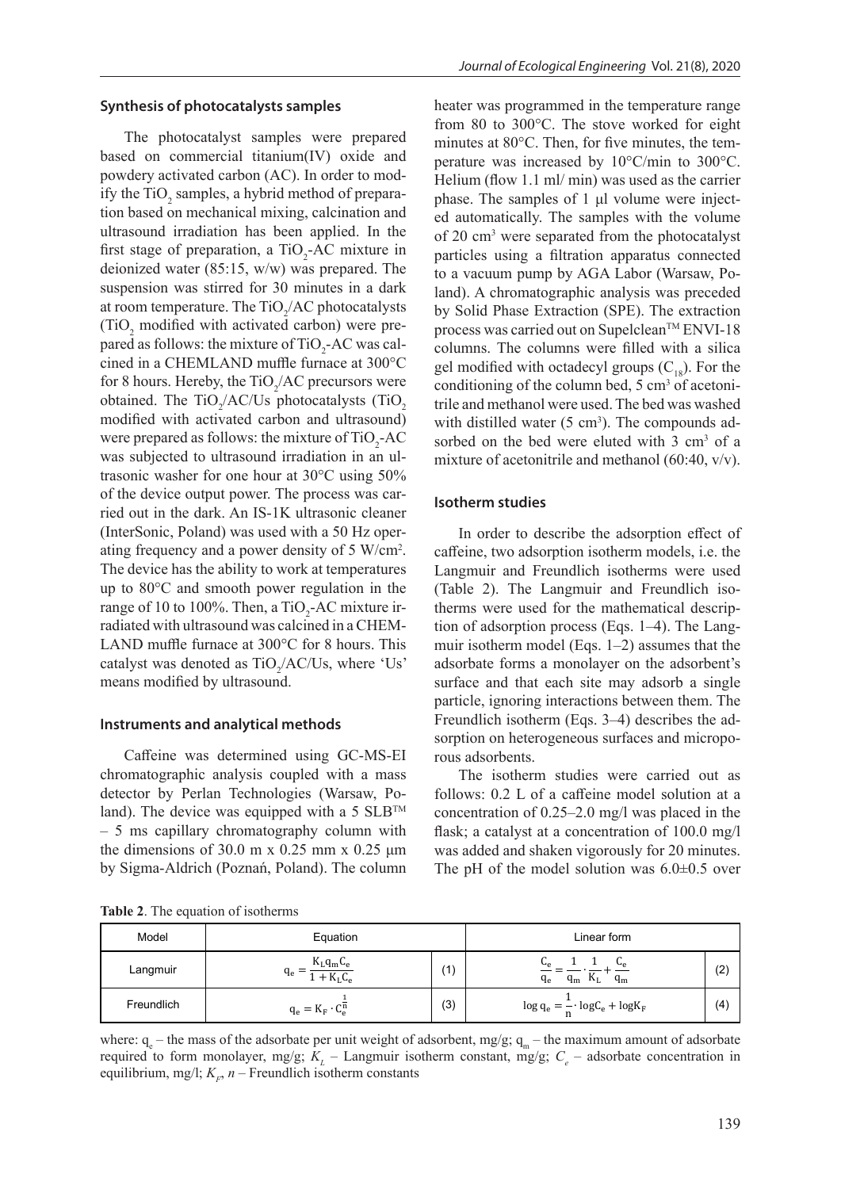### Synthesis of photocatalysts samples

The photocatalyst samples were prepared based on commercial titanium(IV) oxide and powdery activated carbon (AC). In order to modify the $TiO_2$ samples, a hybrid method of preparation based on mechanical mixing, calcination and ultrasound irradiation has been applied. In the first stage of preparation, a $TiO_2$-AC mixture in deionized water (85:15, w/w) was prepared. The suspension was stirred for 30 minutes in a dark at room temperature. The $TiO_2$/AC photocatalysts ($TiO_2$ modified with activated carbon) were prepared as follows: the mixture of $TiO_2$-AC was calcined in a CHEMLAND muffle furnace at 300°C for 8 hours. Hereby, the $TiO_2$/AC precursors were obtained. The $TiO_2$/AC/Us photocatalysts ($TiO_2$ modified with activated carbon and ultrasound) were prepared as follows: the mixture of $TiO_2$-AC was subjected to ultrasound irradiation in an ultrasonic washer for one hour at 30°C using 50% of the device output power. The process was carried out in the dark. An IS-1K ultrasonic cleaner (InterSonic, Poland) was used with a 50 Hz operating frequency and a power density of 5 W/cm$^2$. The device has the ability to work at temperatures up to 80°C and smooth power regulation in the range of 10 to 100%. Then, a $TiO_2$-AC mixture irradiated with ultrasound was calcined in a CHEMLAND muffle furnace at 300°C for 8 hours. This catalyst was denoted as $TiO_2$/AC/Us, where 'Us' means modified by ultrasound.

### Instruments and analytical methods

Caffeine was determined using GC-MS-EI chromatographic analysis coupled with a mass detector by Perlan Technologies (Warsaw, Poland). The device was equipped with a 5 SLB™ – 5 ms capillary chromatography column with the dimensions of 30.0 m x 0.25 mm x 0.25 μm by Sigma-Aldrich (Poznań, Poland). The column heater was programmed in the temperature range from 80 to 300°C. The stove worked for eight minutes at 80°C. Then, for five minutes, the temperature was increased by 10°C/min to 300°C. Helium (flow 1.1 ml/ min) was used as the carrier phase. The samples of 1 μl volume were injected automatically. The samples with the volume of 20 cm$^3$ were separated from the photocatalyst particles using a filtration apparatus connected to a vacuum pump by AGA Labor (Warsaw, Poland). A chromatographic analysis was preceded by Solid Phase Extraction (SPE). The extraction process was carried out on Supelclean™ ENVI-18 columns. The columns were filled with a silica gel modified with octadecyl groups ($C_{18}$). For the conditioning of the column bed, 5 cm$^3$ of acetonitrile and methanol were used. The bed was washed with distilled water (5 cm$^3$). The compounds adsorbed on the bed were eluted with 3 cm$^3$ of a mixture of acetonitrile and methanol (60:40, v/v).

### Isotherm studies

In order to describe the adsorption effect of caffeine, two adsorption isotherm models, i.e. the Langmuir and Freundlich isotherms were used (Table 2). The Langmuir and Freundlich isotherms were used for the mathematical description of adsorption process (Eqs. 1–4). The Langmuir isotherm model (Eqs. 1–2) assumes that the adsorbate forms a monolayer on the adsorbent's surface and that each site may adsorb a single particle, ignoring interactions between them. The Freundlich isotherm (Eqs. 3–4) describes the adsorption on heterogeneous surfaces and microporous adsorbents.

The isotherm studies were carried out as follows: 0.2 L of a caffeine model solution at a concentration of 0.25–2.0 mg/l was placed in the flask; a catalyst at a concentration of 100.0 mg/l was added and shaken vigorously for 20 minutes. The pH of the model solution was 6.0±0.5 over

**Table 2**. The equation of isotherms

| Model | Equation | | Linear form | |
|---|---|---|---|---|
| Langmuir | $q_e = \frac{K_L q_m C_e}{1 + K_L C_e}$ | (1) | $\frac{C_e}{q_e} = \frac{1}{q_m} \cdot \frac{1}{K_L} + \frac{C_e}{q_m}$ | (2) |
| Freundlich | $q_e = K_F \cdot C_e^{\frac{1}{n}}$ | (3) | $\log q_e = \frac{1}{n} \cdot \log C_e + \log K_F$ | (4) |

where: $q_e$ – the mass of the adsorbate per unit weight of adsorbent, mg/g; $q_m$ – the maximum amount of adsorbate required to form monolayer, mg/g; $K_L$ – Langmuir isotherm constant, mg/g; $C_e$ – adsorbate concentration in equilibrium, mg/l; $K_F$, $n$ – Freundlich isotherm constants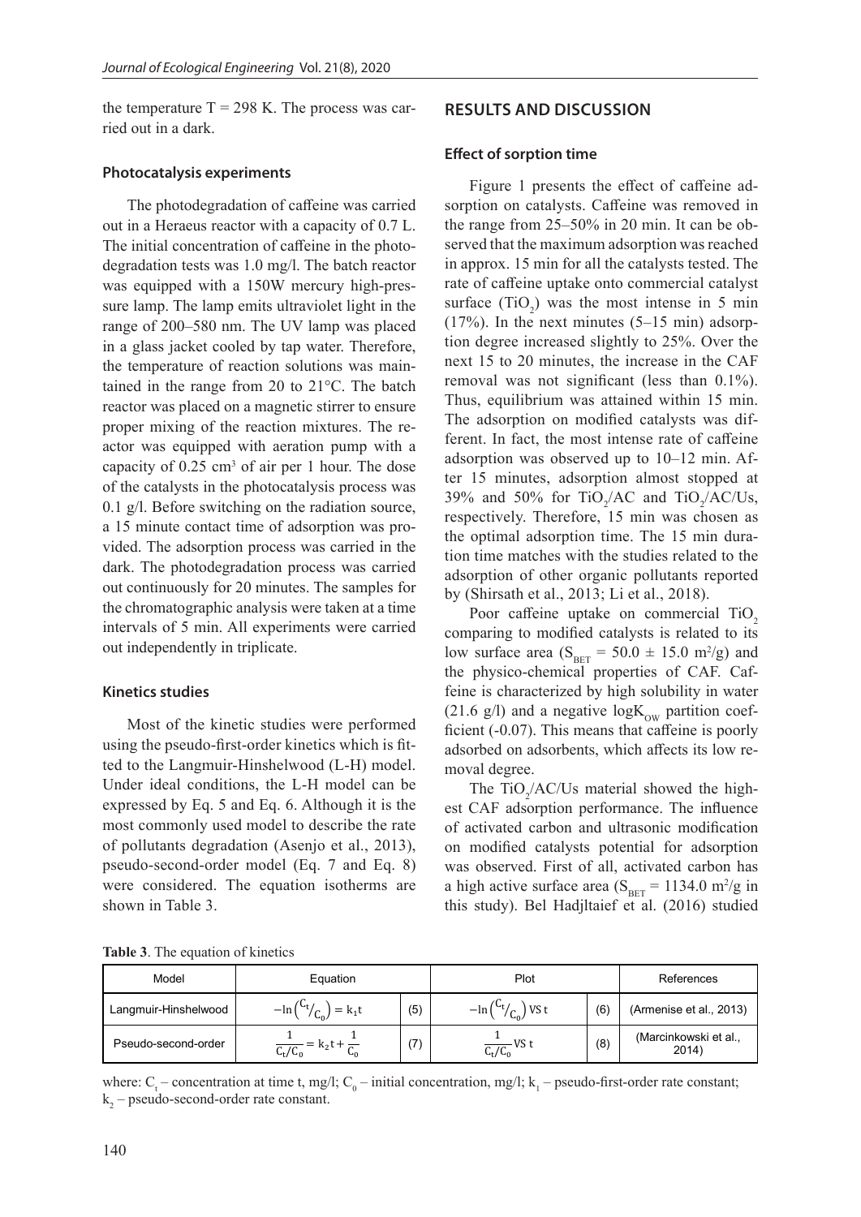the temperature $T = 298$ K. The process was carried out in a dark.

### Photocatalysis experiments

The photodegradation of caffeine was carried out in a Heraeus reactor with a capacity of 0.7 L. The initial concentration of caffeine in the photodegradation tests was 1.0 mg/l. The batch reactor was equipped with a 150W mercury high-pressure lamp. The lamp emits ultraviolet light in the range of 200–580 nm. The UV lamp was placed in a glass jacket cooled by tap water. Therefore, the temperature of reaction solutions was maintained in the range from 20 to 21°C. The batch reactor was placed on a magnetic stirrer to ensure proper mixing of the reaction mixtures. The reactor was equipped with aeration pump with a capacity of 0.25 $cm^3$ of air per 1 hour. The dose of the catalysts in the photocatalysis process was 0.1 g/l. Before switching on the radiation source, a 15 minute contact time of adsorption was provided. The adsorption process was carried in the dark. The photodegradation process was carried out continuously for 20 minutes. The samples for the chromatographic analysis were taken at a time intervals of 5 min. All experiments were carried out independently in triplicate.

### Kinetics studies

Most of the kinetic studies were performed using the pseudo-first-order kinetics which is fitted to the Langmuir-Hinshelwood (L-H) model. Under ideal conditions, the L-H model can be expressed by Eq. 5 and Eq. 6. Although it is the most commonly used model to describe the rate of pollutants degradation (Asenjo et al., 2013), pseudo-second-order model (Eq. 7 and Eq. 8) were considered. The equation isotherms are shown in Table 3.

**Table 3**. The equation of kinetics

| Model | Equation | | Plot | | References |
|---|---|---|---|---|---|
| Langmuir-Hinshelwood | $-\ln\left({C_t}/{C_0}\right) = k_1 t$ | (5) | $-\ln\left({C_t}/{C_0}\right)$ VS t | (6) | (Armenise et al., 2013) |
| Pseudo-second-order | $\frac{1}{C_t/C_0} = k_2 t + \frac{1}{C_0}$ | (7) | $\frac{1}{C_t/C_0}$ VS t | (8) | (Marcinkowski et al., 2014) |

where: $C_t$ – concentration at time t, mg/l; $C_0$ – initial concentration, mg/l; $k_1$ – pseudo-first-order rate constant; $k_2$ – pseudo-second-order rate constant.

## RESULTS AND DISCUSSION

### Effect of sorption time

Figure 1 presents the effect of caffeine adsorption on catalysts. Caffeine was removed in the range from 25–50% in 20 min. It can be observed that the maximum adsorption was reached in approx. 15 min for all the catalysts tested. The rate of caffeine uptake onto commercial catalyst surface ($TiO_2$) was the most intense in 5 min (17%). In the next minutes (5–15 min) adsorption degree increased slightly to 25%. Over the next 15 to 20 minutes, the increase in the CAF removal was not significant (less than 0.1%). Thus, equilibrium was attained within 15 min. The adsorption on modified catalysts was different. In fact, the most intense rate of caffeine adsorption was observed up to 10–12 min. After 15 minutes, adsorption almost stopped at 39% and 50% for $TiO_2$/AC and $TiO_2$/AC/Us, respectively. Therefore, 15 min was chosen as the optimal adsorption time. The 15 min duration time matches with the studies related to the adsorption of other organic pollutants reported by (Shirsath et al., 2013; Li et al., 2018).

Poor caffeine uptake on commercial $TiO_2$ comparing to modified catalysts is related to its low surface area ($S_{BET} = 50.0 \pm 15.0$ $m^2/g$) and the physico-chemical properties of CAF. Caffeine is characterized by high solubility in water (21.6 g/l) and a negative $\log K_{OW}$ partition coefficient (-0.07). This means that caffeine is poorly adsorbed on adsorbents, which affects its low removal degree.

The $TiO_2$/AC/Us material showed the highest CAF adsorption performance. The influence of activated carbon and ultrasonic modification on modified catalysts potential for adsorption was observed. First of all, activated carbon has a high active surface area ($S_{BET} = 1134.0$ $m^2/g$ in this study). Bel Hadjltaief et al. (2016) studied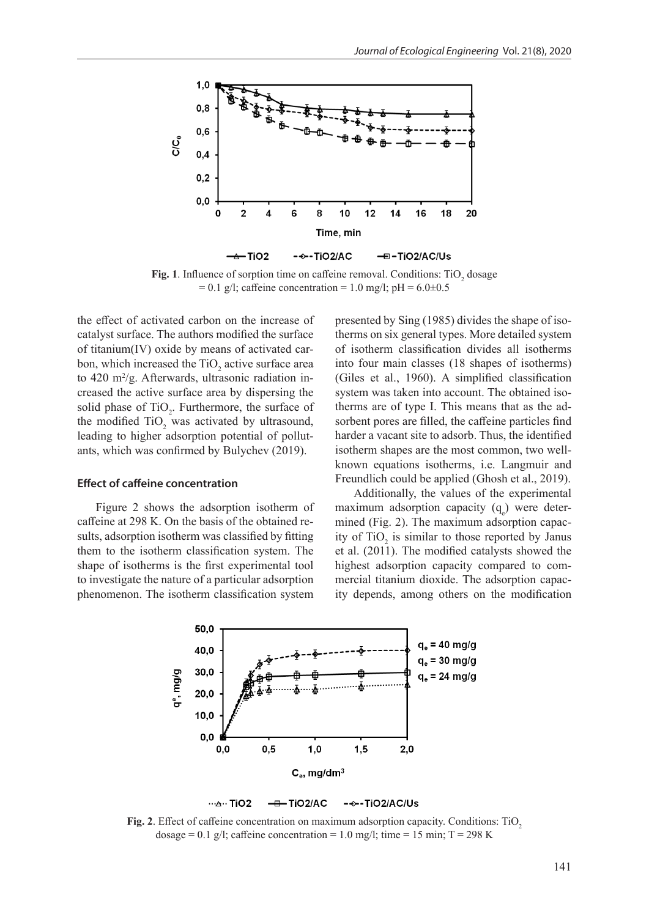**Fig. 1**. Influence of sorption time on caffeine removal. Conditions: $TiO_2$ dosage = 0.1 g/l; caffeine concentration = 1.0 mg/l; pH = 6.0±0.5

the effect of activated carbon on the increase of catalyst surface. The authors modified the surface of titanium(IV) oxide by means of activated carbon, which increased the $TiO_2$ active surface area to 420 $m^2/g$. Afterwards, ultrasonic radiation increased the active surface area by dispersing the solid phase of $TiO_2$. Furthermore, the surface of the modified $TiO_2$ was activated by ultrasound, leading to higher adsorption potential of pollutants, which was confirmed by Bulychev (2019).

### Effect of caffeine concentration

Figure 2 shows the adsorption isotherm of caffeine at 298 K. On the basis of the obtained results, adsorption isotherm was classified by fitting them to the isotherm classification system. The shape of isotherms is the first experimental tool to investigate the nature of a particular adsorption phenomenon. The isotherm classification system presented by Sing (1985) divides the shape of isotherms on six general types. More detailed system of isotherm classification divides all isotherms into four main classes (18 shapes of isotherms) (Giles et al., 1960). A simplified classification system was taken into account. The obtained isotherms are of type I. This means that as the adsorbent pores are filled, the caffeine particles find harder a vacant site to adsorb. Thus, the identified isotherm shapes are the most common, two well-known equations isotherms, i.e. Langmuir and Freundlich could be applied (Ghosh et al., 2019).

Additionally, the values of the experimental maximum adsorption capacity ($q_e$) were determined (Fig. 2). The maximum adsorption capacity of $TiO_2$ is similar to those reported by Janus et al. (2011). The modified catalysts showed the highest adsorption capacity compared to commercial titanium dioxide. The adsorption capacity depends, among others on the modification

**Fig. 2**. Effect of caffeine concentration on maximum adsorption capacity. Conditions: $TiO_2$ dosage = 0.1 g/l; caffeine concentration = 1.0 mg/l; time = 15 min; T = 298 K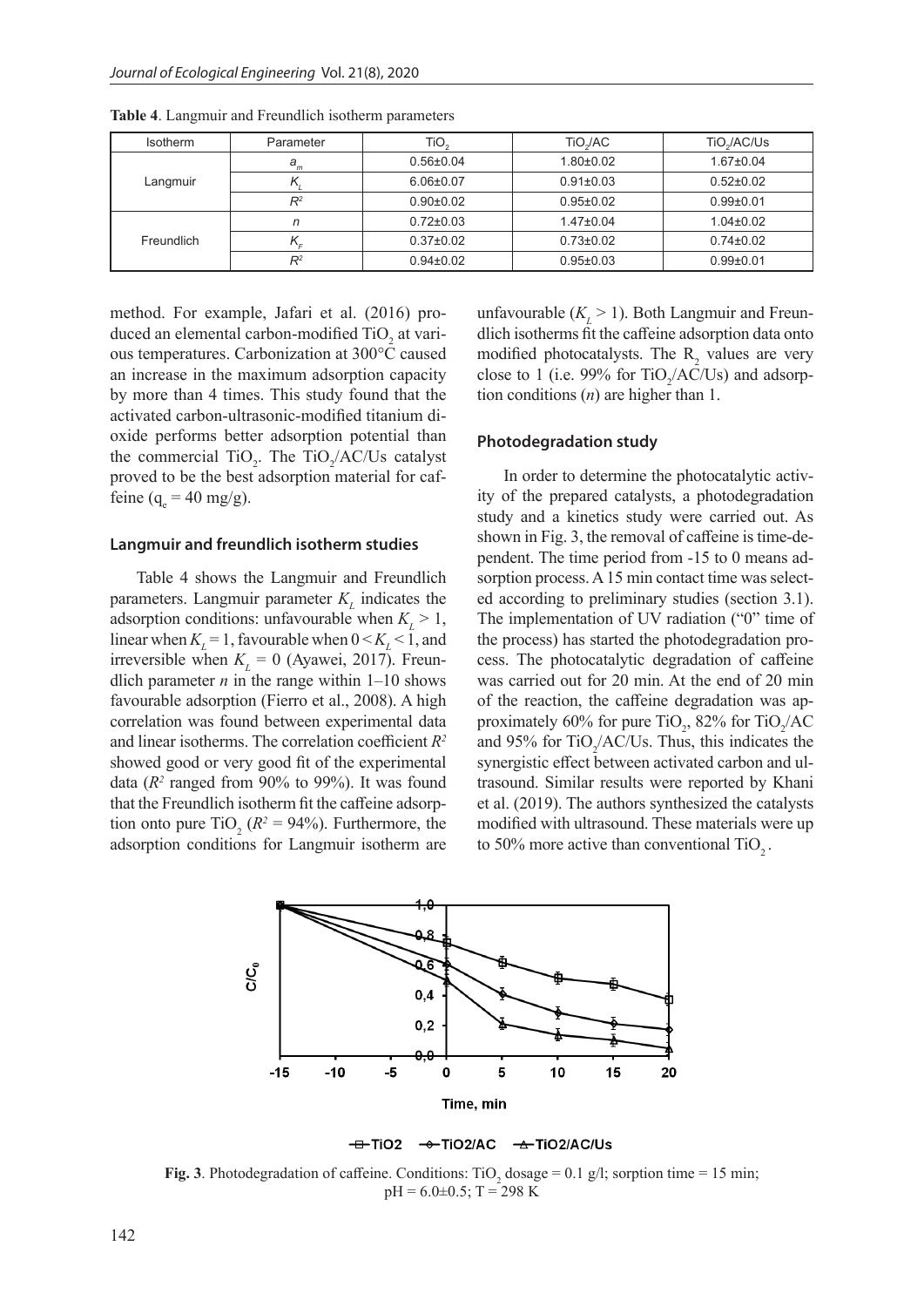**Table 4**. Langmuir and Freundlich isotherm parameters

| Isotherm | Parameter | $TiO_2$ | $TiO_2$/AC | $TiO_2$/AC/Us |
|---|---|---|---|---|
| Langmuir | $a_m$ | 0.56±0.04 | 1.80±0.02 | 1.67±0.04 |
| | $K_L$ | 6.06±0.07 | 0.91±0.03 | 0.52±0.02 |
| | $R^2$ | 0.90±0.02 | 0.95±0.02 | 0.99±0.01 |
| Freundlich | $n$ | 0.72±0.03 | 1.47±0.04 | 1.04±0.02 |
| | $K_F$ | 0.37±0.02 | 0.73±0.02 | 0.74±0.02 |
| | $R^2$ | 0.94±0.02 | 0.95±0.03 | 0.99±0.01 |

method. For example, Jafari et al. (2016) produced an elemental carbon-modified $TiO_2$ at various temperatures. Carbonization at 300°C caused an increase in the maximum adsorption capacity by more than 4 times. This study found that the activated carbon-ultrasonic-modified titanium dioxide performs better adsorption potential than the commercial $TiO_2$. The $TiO_2$/AC/Us catalyst proved to be the best adsorption material for caffeine ($q_e$ = 40 mg/g).

### Langmuir and freundlich isotherm studies

Table 4 shows the Langmuir and Freundlich parameters. Langmuir parameter $K_L$ indicates the adsorption conditions: unfavourable when $K_L > 1$, linear when $K_L = 1$, favourable when $0 < K_L < 1$, and irreversible when $K_L = 0$ (Ayawei, 2017). Freundlich parameter $n$ in the range within 1–10 shows favourable adsorption (Fierro et al., 2008). A high correlation was found between experimental data and linear isotherms. The correlation coefficient $R^2$ showed good or very good fit of the experimental data ($R^2$ ranged from 90% to 99%). It was found that the Freundlich isotherm fit the caffeine adsorption onto pure $TiO_2$ ($R^2$ = 94%). Furthermore, the adsorption conditions for Langmuir isotherm are unfavourable ($K_L > 1$). Both Langmuir and Freundlich isotherms fit the caffeine adsorption data onto modified photocatalysts. The $R_2$ values are very close to 1 (i.e. 99% for $TiO_2$/AC/Us) and adsorption conditions ($n$) are higher than 1.

### Photodegradation study

In order to determine the photocatalytic activity of the prepared catalysts, a photodegradation study and a kinetics study were carried out. As shown in Fig. 3, the removal of caffeine is time-dependent. The time period from -15 to 0 means adsorption process. A 15 min contact time was selected according to preliminary studies (section 3.1). The implementation of UV radiation ("0" time of the process) has started the photodegradation process. The photocatalytic degradation of caffeine was carried out for 20 min. At the end of 20 min of the reaction, the caffeine degradation was approximately 60% for pure $TiO_2$, 82% for $TiO_2$/AC and 95% for $TiO_2$/AC/Us. Thus, this indicates the synergistic effect between activated carbon and ultrasound. Similar results were reported by Khani et al. (2019). The authors synthesized the catalysts modified with ultrasound. These materials were up to 50% more active than conventional $TiO_2$.

**Fig. 3**. Photodegradation of caffeine. Conditions: $TiO_2$ dosage = 0.1 g/l; sorption time = 15 min; pH = 6.0±0.5; T = 298 K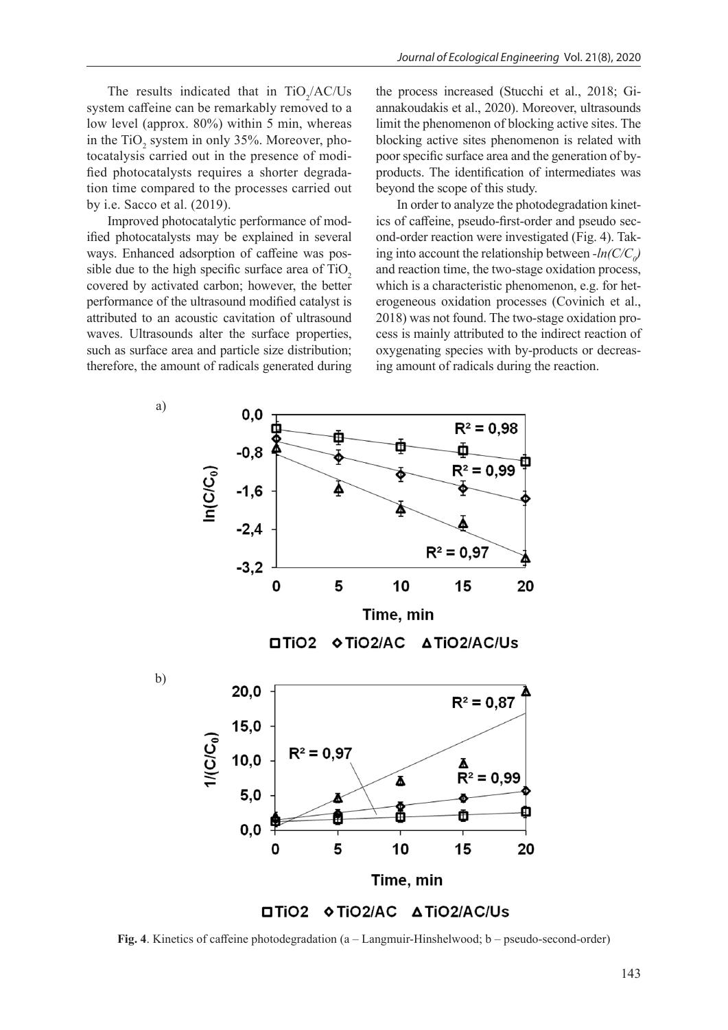The results indicated that in $TiO_2$/AC/Us system caffeine can be remarkably removed to a low level (approx. 80%) within 5 min, whereas in the $TiO_2$ system in only 35%. Moreover, photocatalysis carried out in the presence of modified photocatalysts requires a shorter degradation time compared to the processes carried out by i.e. Sacco et al. (2019).

Improved photocatalytic performance of modified photocatalysts may be explained in several ways. Enhanced adsorption of caffeine was possible due to the high specific surface area of $TiO_2$ covered by activated carbon; however, the better performance of the ultrasound modified catalyst is attributed to an acoustic cavitation of ultrasound waves. Ultrasounds alter the surface properties, such as surface area and particle size distribution; therefore, the amount of radicals generated during the process increased (Stucchi et al., 2018; Giannakoudakis et al., 2020). Moreover, ultrasounds limit the phenomenon of blocking active sites. The blocking active sites phenomenon is related with poor specific surface area and the generation of by-products. The identification of intermediates was beyond the scope of this study.

In order to analyze the photodegradation kinetics of caffeine, pseudo-first-order and pseudo second-order reaction were investigated (Fig. 4). Taking into account the relationship between $-ln(C/C_0)$ and reaction time, the two-stage oxidation process, which is a characteristic phenomenon, e.g. for heterogeneous oxidation processes (Covinich et al., 2018) was not found. The two-stage oxidation process is mainly attributed to the indirect reaction of oxygenating species with by-products or decreasing amount of radicals during the reaction.

**Fig. 4**. Kinetics of caffeine photodegradation (a – Langmuir-Hinshelwood; b – pseudo-second-order)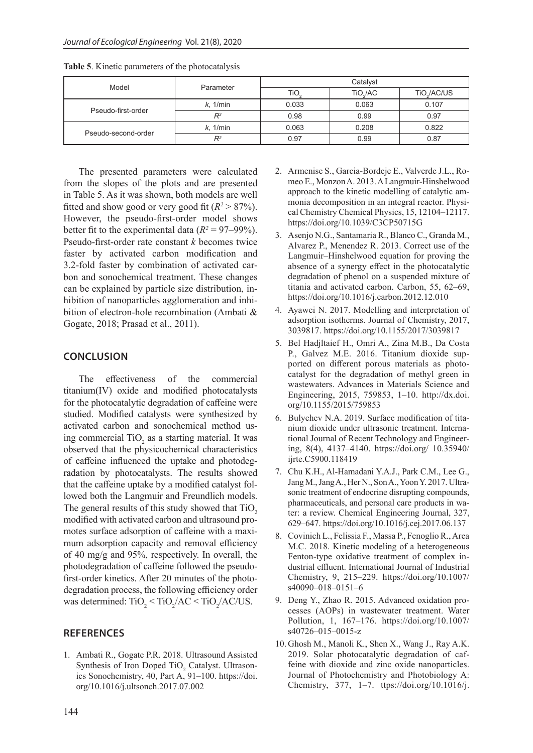**Table 5**. Kinetic parameters of the photocatalysis

| Model | Parameter | Catalyst | | |
|---|---|---|---|---|
| | | $TiO_2$ | $TiO_2$/AC | $TiO_2$/AC/US |
| Pseudo-first-order | $k$, 1/min | 0.033 | 0.063 | 0.107 |
| | $R^2$ | 0.98 | 0.99 | 0.97 |
| Pseudo-second-order | $k$, 1/min | 0.063 | 0.208 | 0.822 |
| | $R^2$ | 0.97 | 0.99 | 0.87 |

The presented parameters were calculated from the slopes of the plots and are presented in Table 5. As it was shown, both models are well fitted and show good or very good fit ($R^2 > 87\%$). However, the pseudo-first-order model shows better fit to the experimental data ($R^2 = 97–99\%$). Pseudo-first-order rate constant $k$ becomes twice faster by activated carbon modification and 3.2-fold faster by combination of activated carbon and sonochemical treatment. These changes can be explained by particle size distribution, inhibition of nanoparticles agglomeration and inhibition of electron-hole recombination (Ambati & Gogate, 2018; Prasad et al., 2011).

## CONCLUSION

The effectiveness of the commercial titanium(IV) oxide and modified photocatalysts for the photocatalytic degradation of caffeine were studied. Modified catalysts were synthesized by activated carbon and sonochemical method using commercial $TiO_2$ as a starting material. It was observed that the physicochemical characteristics of caffeine influenced the uptake and photodegradation by photocatalysts. The results showed that the caffeine uptake by a modified catalyst followed both the Langmuir and Freundlich models. The general results of this study showed that $TiO_2$ modified with activated carbon and ultrasound promotes surface adsorption of caffeine with a maximum adsorption capacity and removal efficiency of 40 mg/g and 95%, respectively. In overall, the photodegradation of caffeine followed the pseudo-first-order kinetics. After 20 minutes of the photodegradation process, the following efficiency order was determined: $TiO_2$ < $TiO_2$/AC < $TiO_2$/AC/US.

## REFERENCES

1. Ambati R., Gogate P.R. 2018. Ultrasound Assisted Synthesis of Iron Doped $TiO_2$ Catalyst. Ultrasonics Sonochemistry, 40, Part A, 91–100. https://doi.org/10.1016/j.ultsonch.2017.07.002
2. Armenise S., Garcia-Bordeje E., Valverde J.L., Romeo E., Monzon A. 2013. A Langmuir-Hinshelwood approach to the kinetic modelling of catalytic ammonia decomposition in an integral reactor. Physical Chemistry Chemical Physics, 15, 12104–12117. https://doi.org/10.1039/C3CP50715G
3. Asenjo N.G., Santamaria R., Blanco C., Granda M., Alvarez P., Menendez R. 2013. Correct use of the Langmuir–Hinshelwood equation for proving the absence of a synergy effect in the photocatalytic degradation of phenol on a suspended mixture of titania and activated carbon. Carbon, 55, 62–69, https://doi.org/10.1016/j.carbon.2012.12.010
4. Ayawei N. 2017. Modelling and interpretation of adsorption isotherms. Journal of Chemistry, 2017, 3039817. https://doi.org/10.1155/2017/3039817
5. Bel Hadjltaief H., Omri A., Zina M.B., Da Costa P., Galvez M.E. 2016. Titanium dioxide supported on different porous materials as photocatalyst for the degradation of methyl green in wastewaters. Advances in Materials Science and Engineering, 2015, 759853, 1–10. http://dx.doi.org/10.1155/2015/759853
6. Bulychev N.A. 2019. Surface modification of titanium dioxide under ultrasonic treatment. International Journal of Recent Technology and Engineering, 8(4), 4137–4140. https://doi.org/ 10.35940/ijrte.C5900.118419
7. Chu K.H., Al-Hamadani Y.A.J., Park C.M., Lee G., Jang M., Jang A., Her N., Son A., Yoon Y. 2017. Ultrasonic treatment of endocrine disrupting compounds, pharmaceuticals, and personal care products in water: a review. Chemical Engineering Journal, 327, 629–647. https://doi.org/10.1016/j.cej.2017.06.137
8. Covinich L., Felissia F., Massa P., Fenoglio R., Area M.C. 2018. Kinetic modeling of a heterogeneous Fenton-type oxidative treatment of complex industrial effluent. International Journal of Industrial Chemistry, 9, 215–229. https://doi.org/10.1007/s40090–018–0151–6
9. Deng Y., Zhao R. 2015. Advanced oxidation processes (AOPs) in wastewater treatment. Water Pollution, 1, 167–176. https://doi.org/10.1007/s40726–015–0015-z
10. Ghosh M., Manoli K., Shen X., Wang J., Ray A.K. 2019. Solar photocatalytic degradation of caffeine with dioxide and zinc oxide nanoparticles. Journal of Photochemistry and Photobiology A: Chemistry, 377, 1–7. ttps://doi.org/10.1016/j.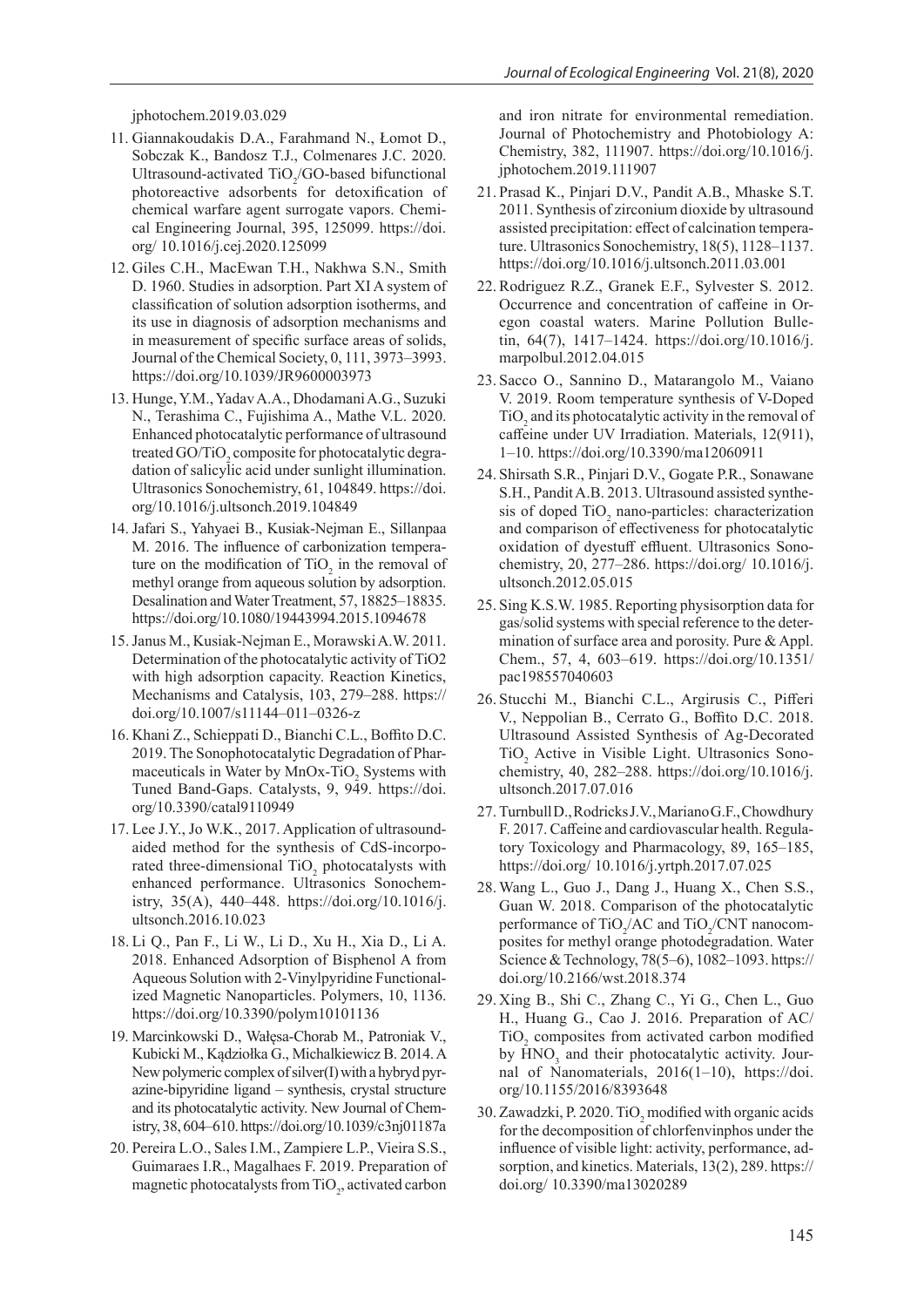jphotochem.2019.03.029

11. Giannakoudakis D.A., Farahmand N., Łomot D., Sobczak K., Bandosz T.J., Colmenares J.C. 2020. Ultrasound-activated $TiO_2$/GO-based bifunctional photoreactive adsorbents for detoxification of chemical warfare agent surrogate vapors. Chemical Engineering Journal, 395, 125099. https://doi.org/ 10.1016/j.cej.2020.125099
12. Giles C.H., MacEwan T.H., Nakhwa S.N., Smith D. 1960. Studies in adsorption. Part XI A system of classification of solution adsorption isotherms, and its use in diagnosis of adsorption mechanisms and in measurement of specific surface areas of solids, Journal of the Chemical Society, 0, 111, 3973–3993. https://doi.org/10.1039/JR9600003973
13. Hunge, Y.M., Yadav A.A., Dhodamani A.G., Suzuki N., Terashima C., Fujishima A., Mathe V.L. 2020. Enhanced photocatalytic performance of ultrasound treated GO/$TiO_2$ composite for photocatalytic degradation of salicylic acid under sunlight illumination. Ultrasonics Sonochemistry, 61, 104849. https://doi.org/10.1016/j.ultsonch.2019.104849
14. Jafari S., Yahyaei B., Kusiak-Nejman E., Sillanpaa M. 2016. The influence of carbonization temperature on the modification of $TiO_2$ in the removal of methyl orange from aqueous solution by adsorption. Desalination and Water Treatment, 57, 18825–18835. https://doi.org/10.1080/19443994.2015.1094678
15. Janus M., Kusiak-Nejman E., Morawski A.W. 2011. Determination of the photocatalytic activity of TiO2 with high adsorption capacity. Reaction Kinetics, Mechanisms and Catalysis, 103, 279–288. https://doi.org/10.1007/s11144–011–0326-z
16. Khani Z., Schieppati D., Bianchi C.L., Boffito D.C. 2019. The Sonophotocatalytic Degradation of Pharmaceuticals in Water by MnOx-$TiO_2$ Systems with Tuned Band-Gaps. Catalysts, 9, 949. https://doi.org/10.3390/catal9110949
17. Lee J.Y., Jo W.K., 2017. Application of ultrasound-aided method for the synthesis of CdS-incorporated three-dimensional $TiO_2$ photocatalysts with enhanced performance. Ultrasonics Sonochemistry, 35(A), 440–448. https://doi.org/10.1016/j.ultsonch.2016.10.023
18. Li Q., Pan F., Li W., Li D., Xu H., Xia D., Li A. 2018. Enhanced Adsorption of Bisphenol A from Aqueous Solution with 2-Vinylpyridine Functionalized Magnetic Nanoparticles. Polymers, 10, 1136. https://doi.org/10.3390/polym10101136
19. Marcinkowski D., Wałęsa-Chorab M., Patroniak V., Kubicki M., Kądziołka G., Michalkiewicz B. 2014. A New polymeric complex of silver(I) with a hybryd pyrazine-bipyridine ligand – synthesis, crystal structure and its photocatalytic activity. New Journal of Chemistry, 38, 604–610. https://doi.org/10.1039/c3nj01187a
20. Pereira L.O., Sales I.M., Zampiere L.P., Vieira S.S., Guimaraes I.R., Magalhaes F. 2019. Preparation of magnetic photocatalysts from $TiO_2$, activated carbon and iron nitrate for environmental remediation. Journal of Photochemistry and Photobiology A: Chemistry, 382, 111907. https://doi.org/10.1016/j.jphotochem.2019.111907
21. Prasad K., Pinjari D.V., Pandit A.B., Mhaske S.T. 2011. Synthesis of zirconium dioxide by ultrasound assisted precipitation: effect of calcination temperature. Ultrasonics Sonochemistry, 18(5), 1128–1137. https://doi.org/10.1016/j.ultsonch.2011.03.001
22. Rodriguez R.Z., Granek E.F., Sylvester S. 2012. Occurrence and concentration of caffeine in Oregon coastal waters. Marine Pollution Bulletin, 64(7), 1417–1424. https://doi.org/10.1016/j.marpolbul.2012.04.015
23. Sacco O., Sannino D., Matarangolo M., Vaiano V. 2019. Room temperature synthesis of V-Doped $TiO_2$ and its photocatalytic activity in the removal of caffeine under UV Irradiation. Materials, 12(911), 1–10. https://doi.org/10.3390/ma12060911
24. Shirsath S.R., Pinjari D.V., Gogate P.R., Sonawane S.H., Pandit A.B. 2013. Ultrasound assisted synthesis of doped $TiO_2$ nano-particles: characterization and comparison of effectiveness for photocatalytic oxidation of dyestuff effluent. Ultrasonics Sonochemistry, 20, 277–286. https://doi.org/ 10.1016/j.ultsonch.2012.05.015
25. Sing K.S.W. 1985. Reporting physisorption data for gas/solid systems with special reference to the determination of surface area and porosity. Pure & Appl. Chem., 57, 4, 603–619. https://doi.org/10.1351/pac198557040603
26. Stucchi M., Bianchi C.L., Argirusis C., Pifferi V., Neppolian B., Cerrato G., Boffito D.C. 2018. Ultrasound Assisted Synthesis of Ag-Decorated $TiO_2$ Active in Visible Light. Ultrasonics Sonochemistry, 40, 282–288. https://doi.org/10.1016/j.ultsonch.2017.07.016
27. Turnbull D., Rodricks J.V., Mariano G.F., Chowdhury F. 2017. Caffeine and cardiovascular health. Regulatory Toxicology and Pharmacology, 89, 165–185, https://doi.org/ 10.1016/j.yrtph.2017.07.025
28. Wang L., Guo J., Dang J., Huang X., Chen S.S., Guan W. 2018. Comparison of the photocatalytic performance of $TiO_2$/AC and $TiO_2$/CNT nanocomposites for methyl orange photodegradation. Water Science & Technology, 78(5–6), 1082–1093. https://doi.org/10.2166/wst.2018.374
29. Xing B., Shi C., Zhang C., Yi G., Chen L., Guo H., Huang G., Cao J. 2016. Preparation of AC/$TiO_2$ composites from activated carbon modified by $HNO_3$ and their photocatalytic activity. Journal of Nanomaterials, 2016(1–10), https://doi.org/10.1155/2016/8393648
30. Zawadzki, P. 2020. $TiO_2$ modified with organic acids for the decomposition of chlorfenvinphos under the influence of visible light: activity, performance, adsorption, and kinetics. Materials, 13(2), 289. https://doi.org/ 10.3390/ma13020289